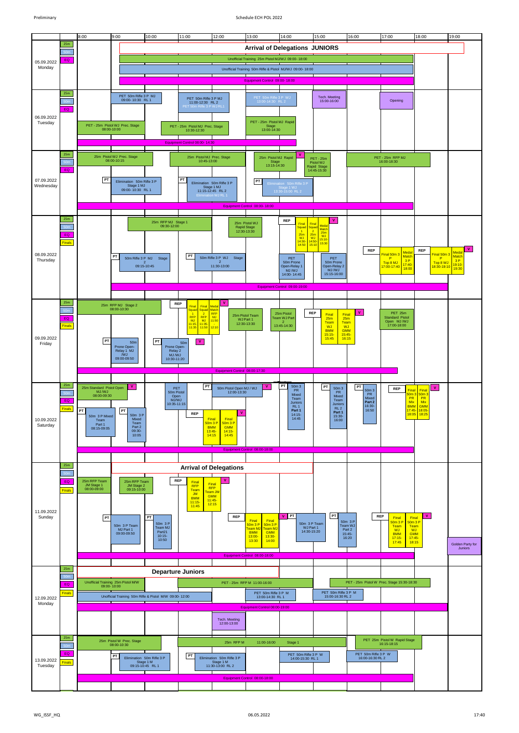Preliminary

Schedule ECH POL 2022

Time grid: 8:00 | 9:00 | 10:00 | 11:00 | 12:00 | 13:00 | 14:00 | 15:00 | 16:00 | 17:00 | 18:00 | 19:00

Ranges: 25m, 50m, EQ, Finals

## 05.09.2022 Monday

- **Arrival of Delegations JUNIORS**
- 25m: Unofficial Training 25m Pistol MJ/WJ 09:00- 18:00
- 50m: Unofficial Training 50m Rifle & Pistol MJ/WJ 09:00- 18:00
- EQ: Equipment Control 09:00- 18:00

## 06.09.2022 Tuesday

- 50m: PET 50m Rifle 3 P MJ 09:00- 10:30 RL 1
- 50m: PET 50m Rifle 3 P MJ 11:00-12:30 RL 2; PET 50m Rifle 3 P WJ RL1
- 50m: PET 50m Rifle 3 P WJ 13:00-14:30 RL 2
- Tech. Meeting 15:00-16:00
- Opening
- 25m: PET - 25m Pistol WJ Prec. Stage 08:00-10:00
- 25m: PET - 25m Pistol MJ Prec. Stage 10:30-12:30
- 25m: PET - 25m Pistol MJ Rapid Stage 13:00-14:30
- EQ: Equipment Control 08:00- 14:30

## 07.09.2022 Wednesday

- 25m: 25m Pistol WJ Prec. Stage 08:00-10:15
- 25m: 25m Pistol MJ Prec. Stage 10:45-13:00
- 25m: 25m Pistol MJ Rapid Stage 13:15-14:30
- V
- 25m: PET - 25m Pistol WJ Rapid Stage 14:45-15:30
- 25m: PET - 25m RFP MJ 16:00-18:30
- 50m: PT — Elimination 50m Rifle 3 P Stage 1 MJ 09:00- 10:30 RL 1
- 50m: PT — Elimination 50m Rifle 3 P Stage 1 MJ 11:15-12:45 RL 2; Elimination WJ RL 1
- 50m: PT — Elimination 50m Rifle 3 P Stage 1 WJ 13:30-15:00 RL 2
- EQ: Equipment Control 08:00- 18:00

## 08.09.2022 Thursday

- 25m: 25m RFP MJ Stage 1 09:30-12:00
- 25m: 25m Pistol WJ Rapid Stage 12:30-13:30
- REP
- Finals: Final Squad 1 25m WJ 14:30-14:50; Final Squad 2 25m WJ 14:50-15:10; Medal Match 25m WJ 15:10-15:30; V
- 50m: PT — 50m Rifle 3 P MJ Stage 2 09:15-10:45
- 50m: PT — 50m Rifle 3 P WJ Stage 2 11:30-13:00
- 50m: PET 50m Prone Open-Relay 1 MJ /WJ 14:00- 14:45
- 50m: PET 50m Prone Open-Relay 2 MJ /WJ 15:15-16:00
- Finals: REP — Final 50m 3 P Top 8 MJ 17:00-17:40; Medal Match 3 P 17:40-18:00
- Finals: REP — Final 50m 3 P Top 8 WJ 18:30-19:10; Medal Match 3 P 19:10-19:30; V
- EQ: Equipment Control 09:00-19:00

## 09.09.2022 Friday

- 25m: 25m RFP MJ Stage 2 08:00-10:30
- REP
- Finals: Final Squad 1 RFP MJ 11:15-11:35; Final Squad 2 RFP MJ 11:35-11:50; Medal Match RFP MJ 11:50-12:10; V
- 25m: 25m Pistol Team WJ Part 1 12:30-13:30
- 25m: 25m Pistol Team WJ Part 2 13:45-14:30
- REP
- Finals: Final 25m Team WJ BMM 15:15-15:45; Final 25m Team WJ GMM 15:45-16:15; V
- 25m: PET 25m Standard Pistol Open MJ /WJ 17:00-18:00
- 50m: PT — 50m Prone Open-Relay 1 MJ /WJ 09:00-09:50
- 50m: PT — 50m Prone Open-Relay 2 MJ /WJ 10:30-11:20
- V
- EQ: Equipment Control 08:00-17:30

## 10.09.2022 Saturday

- 25m: 25m Standard Pistol Open MJ /WJ 08:00-09:30
- V
- 25m: PET 50m Pistol Open MJ/WJ 10:35-11:15
- PT — 50m Pistol Open MJ / WJ 12:00-13:30
- V
- 50m: PT — 50m 3 PR Mixed Team Juniors RL 1 Part 1 14:15-14:45
- 50m: PT — 50m 3 PR Mixed Team Juniors RL 2 Part 1 15:30-16:00
- 50m: PT — 50m 3 PR Mixed Part 2 16:30-16:50
- REP
- Finals: Final 50m 3 PR Mix BMM 17:45-18:05; Final 50m 3 PR Mix GMM 18:05-18:25; V
- Finals: PT — 50m 3 P Mixed Team Part 1 08:15-09:05
- Finals: PT — 50m 3 P Mixed Team Part 2 09:30-10:05
- REP
- Finals: Final 50m 3 P BMM 13:45-14:15; Final 50m 3 P GMM 14:15-14:45; V
- EQ: Equipment Control 08:00-18:00

## 11.09.2022 Sunday

- **Arrival of Delegations**
- EQ: 25m RFP Team JM Stage 1 08:00-09:00
- 25m RFP Team JM Stage 2 09:15-10:00
- REP
- Finals: Final RFP Team JM BMM 11:15-11:45; Final RFP Team JM GMM 11:45-12:15; V
- PT — 50m 3 P Team MJ Part 1 09:00-09:50
- PT — 50m 3 P Team MJ Part21 10:15-10:50
- REP
- Finals: Final 50m 3 P Team MJ BMM 13:00-13:30; Final 50m 3 P Team MJ GMM 13:30-14:00; V
- PT — 50m 3 P Team WJ Part 1 14:30-15:20
- PT — 50m 3 P Team WJ Part 2 15:45-16:20
- REP
- Finals: Final 50m 3 P Team WJ BMM 17:15-17:45; Final 50m 3 P Team WJ GMM 17:45-18:15; V
- Golden Party for Juniors
- EQ: Equipment Control 08:00-18:00

## 12.09.2022 Monday

- **Departure Juniors**
- 25m: Unofficial Training 25m Pistol M/W 09:00- 10:00
- 25m: PET - 25m RFP M 11:00-16:00
- 25m: PET - 25m Pistol W Prec. Stage 15:30-18:30
- 50m: Unofficial Training 50m Rifle & Pistol M/W 09:00- 12:00
- 50m: PET 50m Rifle 3 P M 13:00-14:30 RL 1
- 50m: PET 50m Rifle 3 P M 15:00-16:30 RL 2
- EQ: Equipment Control 08:00-19:00
- Tech. Meeting 12:00-13:00

## 13.09.2022 Tuesday

- 25m: 25m Pistol W Prec. Stage 08:00-10:30
- 25m: 25m RFP M 11:00-16:00 Stage 1
- 25m: PET 25m Pistol W Rapid Stage 16:15-18:15
- 50m: PT — Elimination 50m Rifle 3 P Stage 1 M 09:15-10:45 RL 1
- 50m: PT — Elimination 50m Rifle 3 P Stage 1 M 11:30-13:00 RL 2
- 50m: PET 50m Rifle 3 P W 14:00-15:30 RL 1
- 50m: PET 50m Rifle 3 P W 16:00-16:30 RL 2
- EQ: Equipment Control 08:00-18:00

WG_ISSF_HQ 06.05.2022 17:40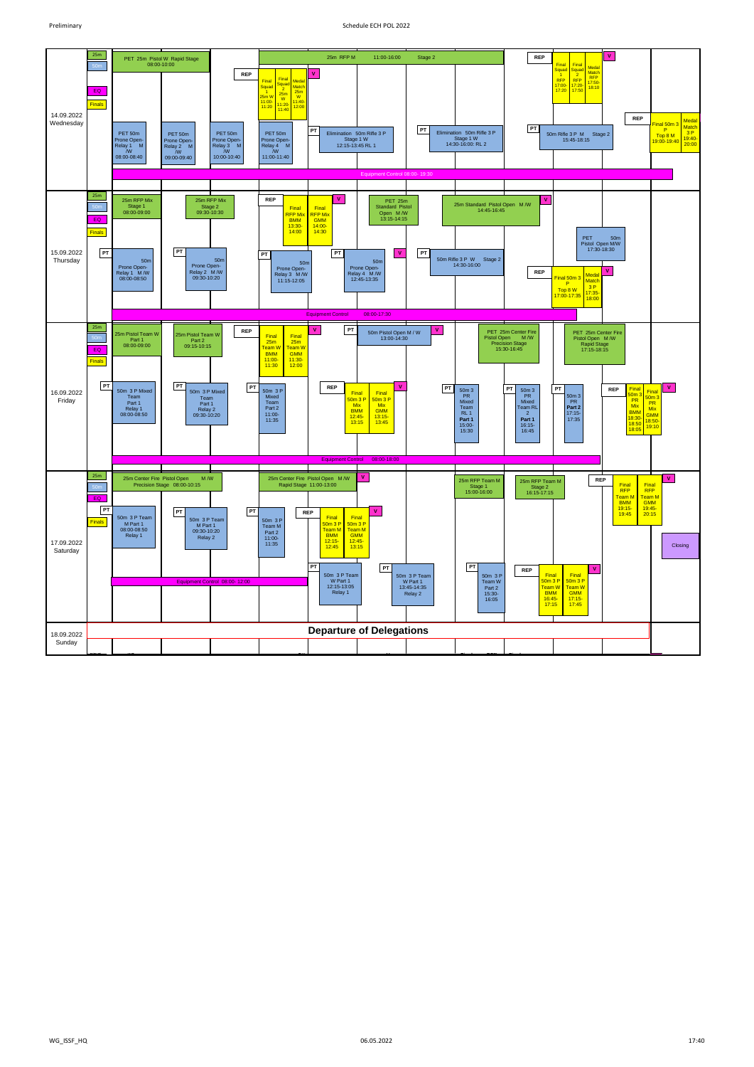# Schedule ECH POL 2022 (Preliminary)

## 14.09.2022 Wednesday

Legend: 25m | 50m | EQ | Finals

- PET 25m Pistol W Rapid Stage 08:00-10:00
- 25m RFP M 11:00-16:00 Stage 2
- REP — Final Squad 1 25m W 11:00-11:20; Final Squad 2 25m W 11:20-11:40; Medal Match 25m W 11:40-12:00; V
- REP — Final Squad 1 RFP 17:00-17:20; Final Squad 2 RFP 17:20-17:50; Medal Match RFP 17:50-18:10; V
- PET 50m Prone Open-Relay 1 M /W 08:00-08:40
- PET 50m Prone Open-Relay 2 M /W 09:00-09:40
- PET 50m Prone Open-Relay 3 M /W 10:00-10:40
- PET 50m Prone Open-Relay 4 M /W 11:00-11:40
- PT — Elimination 50m Rifle 3 P Stage 1 W 12:15-13:45 RL 1
- PT — Elimination 50m Rifle 3 P Stage 1 W 14:30-16:00: RL 2
- PT — 50m Rifle 3 P M Stage 2 15:45-18:15
- REP — Final 50m 3 P Top 8 M 19:00-19:40; Medal Match 3 P 19:40-20:00
- Equipment Control 08:00- 19:30

## 15.09.2022 Thursday

- 25m RFP Mix Stage 1 08:00-09:00
- 25m RFP Mix Stage 2 09:30-10:30
- REP — Final RFP Mix BMM 13:30-14:00; Final RFP Mix GMM 14:00-14:30; V
- PET 25m Standard Pistol Open M /W 13:15-14:15
- 25m Standard Pistol Open M /W 14:45-16:45; V
- PET 50m Pistol Open M/W 17:30-18:30
- PT — 50m Prone Open-Relay 1 M /W 08:00-08:50
- PT — 50m Prone Open-Relay 2 M /W 09:30-10:20
- PT — 50m Prone Open-Relay 3 M /W 11:15-12:05
- PT — 50m Prone Open-Relay 4 M /W 12:45-13:35; V
- PT — 50m Rifle 3 P W Stage 2 14:30-16:00
- REP — Final 50m 3 P Top 8 W 17:00-17:35; Medal Match 3 P 17:35-18:00; V
- Equipment Control 08:00-17:30

## 16.09.2022 Friday

- 25m Pistol Team W Part 1 08:00-09:00
- 25m Pistol Team W Part 2 09:15-10:15
- REP — Final 25m Team W BMM 11:00-11:30; Final 25m Team W GMM 11:30-12:00; V
- PT — 50m Pistol Open M / W 13:00-14:30; V
- PET 25m Center Fire Pistol Open M /W Precision Stage 15:30-16:45
- PET 25m Center Fire Pistol Open M /W Rapid Stage 17:15-18:15
- PT — 50m 3 P Mixed Team Part 1 Relay 1 08:00-08:50
- PT — 50m 3 P Mixed Team Part 1 Relay 2 09:30-10:20
- PT — 50m 3 P Mixed Team Part 2 11:00-11:35
- REP — Final 50m 3 P Mix BMM 12:45-13:15; Final 50m 3 P Mix GMM 13:15-13:45; V
- PT — 50m 3 PR Mixed Team RL 1 Part 1 15:00-15:30
- PT — 50m 3 PR Mixed Team RL 2 Part 1 16:15-16:45
- PT — 50m 3 PR Part 2 17:15-17:35
- REP — Final 50m 3 PR Mix BMM 18:30-18:50 18:05; Final 50m 3 PR Mix GMM 18:50-19:10; V
- Equipment Control 08:00-18:00

## 17.09.2022 Saturday

- 25m Center Fire Pistol Open M /W Precision Stage 08:00-10:15
- 25m Center Fire Pistol Open M /W Rapid Stage 11:00-13:00; V
- 25m RFP Team M Stage 1 15:00-16:00
- 25m RFP Team M Stage 2 16:15-17:15
- REP — Final RFP Team M BMM 19:15-19:45; Final RFP Team M GMM 19:45-20:15; V
- Closing
- PT — 50m 3 P Team M Part 1 08:00-08:50 Relay 1
- PT — 50m 3 P Team M Part 1 09:30-10:20 Relay 2
- PT — 50m 3 P Team M Part 2 11:00-11:35
- REP — Final 50m 3 P Team M BMM 12:15-12:45; Final 50m 3 P Team M GMM 12:45-13:15; V
- PT — 50m 3 P Team W Part 1 12:15-13:05 Relay 1
- PT — 50m 3 P Team W Part 1 13:45-14:35 Relay 2
- PT — 50m 3 P Team W Part 2 15:30-16:05
- REP — Final 50m 3 P Team W BMM 16:45-17:15; Final 50m 3 P Team W GMM 17:15-17:45; V
- Equipment Control 08:00- 12:00

## 18.09.2022 Sunday

**Departure of Delegations**

WG_ISSF_HQ 06.05.2022 17:40